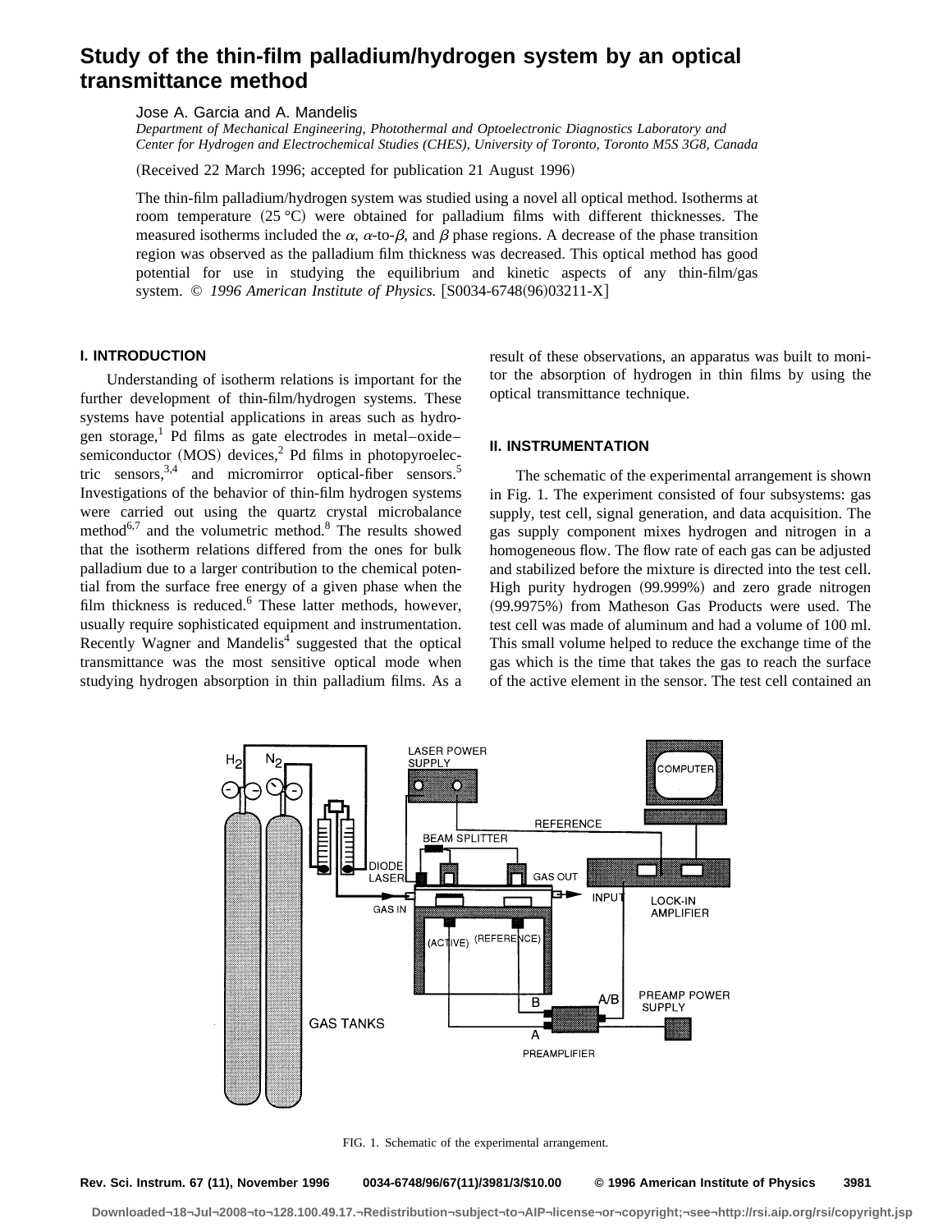# Study of the thin-film palladium/hydrogen system by an optical transmittance method

Jose A. Garcia and A. Mandelis

*Department of Mechanical Engineering, Photothermal and Optoelectronic Diagnostics Laboratory and Center for Hydrogen and Electrochemical Studies (CHES), University of Toronto, Toronto M5S 3G8, Canada*

(Received 22 March 1996; accepted for publication 21 August 1996)

The thin-film palladium/hydrogen system was studied using a novel all optical method. Isotherms at room temperature (25 °C) were obtained for palladium films with different thicknesses. The measured isotherms included the $\alpha$, $\alpha$-to-$\beta$, and $\beta$ phase regions. A decrease of the phase transition region was observed as the palladium film thickness was decreased. This optical method has good potential for use in studying the equilibrium and kinetic aspects of any thin-film/gas system. © *1996 American Institute of Physics.* [S0034-6748(96)03211-X]

## I. INTRODUCTION

Understanding of isotherm relations is important for the further development of thin-film/hydrogen systems. These systems have potential applications in areas such as hydrogen storage,[1] Pd films as gate electrodes in metal–oxide–semiconductor (MOS) devices,[2] Pd films in photopyroelectric sensors,[3,4] and micromirror optical-fiber sensors.[5] Investigations of the behavior of thin-film hydrogen systems were carried out using the quartz crystal microbalance method[6,7] and the volumetric method.[8] The results showed that the isotherm relations differed from the ones for bulk palladium due to a larger contribution to the chemical potential from the surface free energy of a given phase when the film thickness is reduced.[6] These latter methods, however, usually require sophisticated equipment and instrumentation. Recently Wagner and Mandelis[4] suggested that the optical transmittance was the most sensitive optical mode when studying hydrogen absorption in thin palladium films. As a result of these observations, an apparatus was built to monitor the absorption of hydrogen in thin films by using the optical transmittance technique.

## II. INSTRUMENTATION

The schematic of the experimental arrangement is shown in Fig. 1. The experiment consisted of four subsystems: gas supply, test cell, signal generation, and data acquisition. The gas supply component mixes hydrogen and nitrogen in a homogeneous flow. The flow rate of each gas can be adjusted and stabilized before the mixture is directed into the test cell. High purity hydrogen (99.999%) and zero grade nitrogen (99.9975%) from Matheson Gas Products were used. The test cell was made of aluminum and had a volume of 100 ml. This small volume helped to reduce the exchange time of the gas which is the time that takes the gas to reach the surface of the active element in the sensor. The test cell contained an

FIG. 1. Schematic of the experimental arrangement.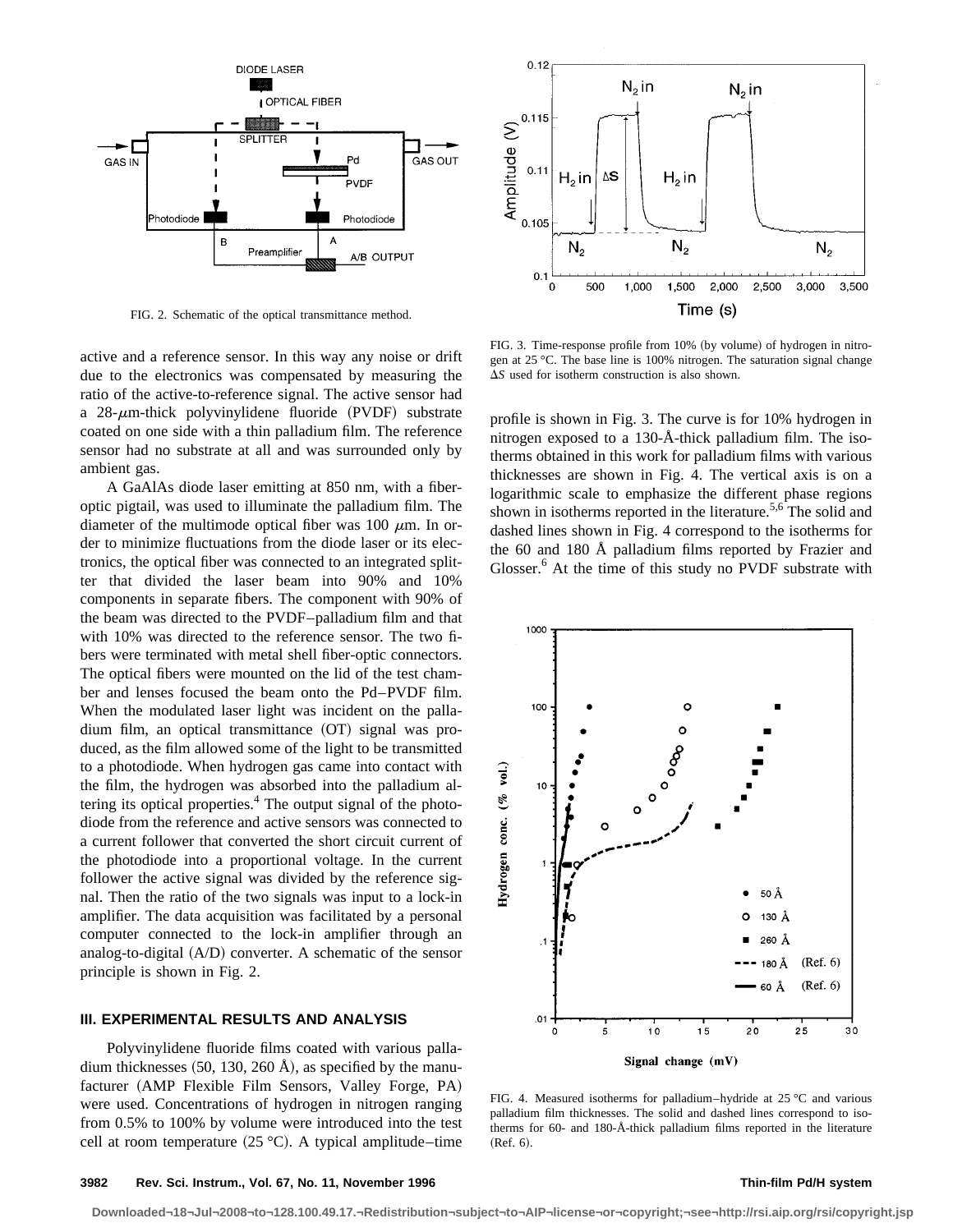FIG. 2. Schematic of the optical transmittance method.

active and a reference sensor. In this way any noise or drift due to the electronics was compensated by measuring the ratio of the active-to-reference signal. The active sensor had a 28-$\mu$m-thick polyvinylidene fluoride (PVDF) substrate coated on one side with a thin palladium film. The reference sensor had no substrate at all and was surrounded only by ambient gas.

A GaAlAs diode laser emitting at 850 nm, with a fiber-optic pigtail, was used to illuminate the palladium film. The diameter of the multimode optical fiber was 100 $\mu$m. In order to minimize fluctuations from the diode laser or its electronics, the optical fiber was connected to an integrated splitter that divided the laser beam into 90% and 10% components in separate fibers. The component with 90% of the beam was directed to the PVDF–palladium film and that with 10% was directed to the reference sensor. The two fibers were terminated with metal shell fiber-optic connectors. The optical fibers were mounted on the lid of the test chamber and lenses focused the beam onto the Pd–PVDF film. When the modulated laser light was incident on the palladium film, an optical transmittance (OT) signal was produced, as the film allowed some of the light to be transmitted to a photodiode. When hydrogen gas came into contact with the film, the hydrogen was absorbed into the palladium altering its optical properties.[4] The output signal of the photodiode from the reference and active sensors was connected to a current follower that converted the short circuit current of the photodiode into a proportional voltage. In the current follower the active signal was divided by the reference signal. Then the ratio of the two signals was input to a lock-in amplifier. The data acquisition was facilitated by a personal computer connected to the lock-in amplifier through an analog-to-digital (A/D) converter. A schematic of the sensor principle is shown in Fig. 2.

## III. EXPERIMENTAL RESULTS AND ANALYSIS

Polyvinylidene fluoride films coated with various palladium thicknesses (50, 130, 260 Å), as specified by the manufacturer (AMP Flexible Film Sensors, Valley Forge, PA) were used. Concentrations of hydrogen in nitrogen ranging from 0.5% to 100% by volume were introduced into the test cell at room temperature (25 °C). A typical amplitude–time profile is shown in Fig. 3. The curve is for 10% hydrogen in nitrogen exposed to a 130-Å-thick palladium film. The isotherms obtained in this work for palladium films with various thicknesses are shown in Fig. 4. The vertical axis is on a logarithmic scale to emphasize the different phase regions shown in isotherms reported in the literature.[5,6] The solid and dashed lines shown in Fig. 4 correspond to the isotherms for the 60 and 180 Å palladium films reported by Frazier and Glosser.[6] At the time of this study no PVDF substrate with

FIG. 3. Time-response profile from 10% (by volume) of hydrogen in nitrogen at 25 °C. The base line is 100% nitrogen. The saturation signal change $\Delta S$ used for isotherm construction is also shown.

FIG. 4. Measured isotherms for palladium–hydride at 25 °C and various palladium film thicknesses. The solid and dashed lines correspond to isotherms for 60- and 180-Å-thick palladium films reported in the literature (Ref. 6).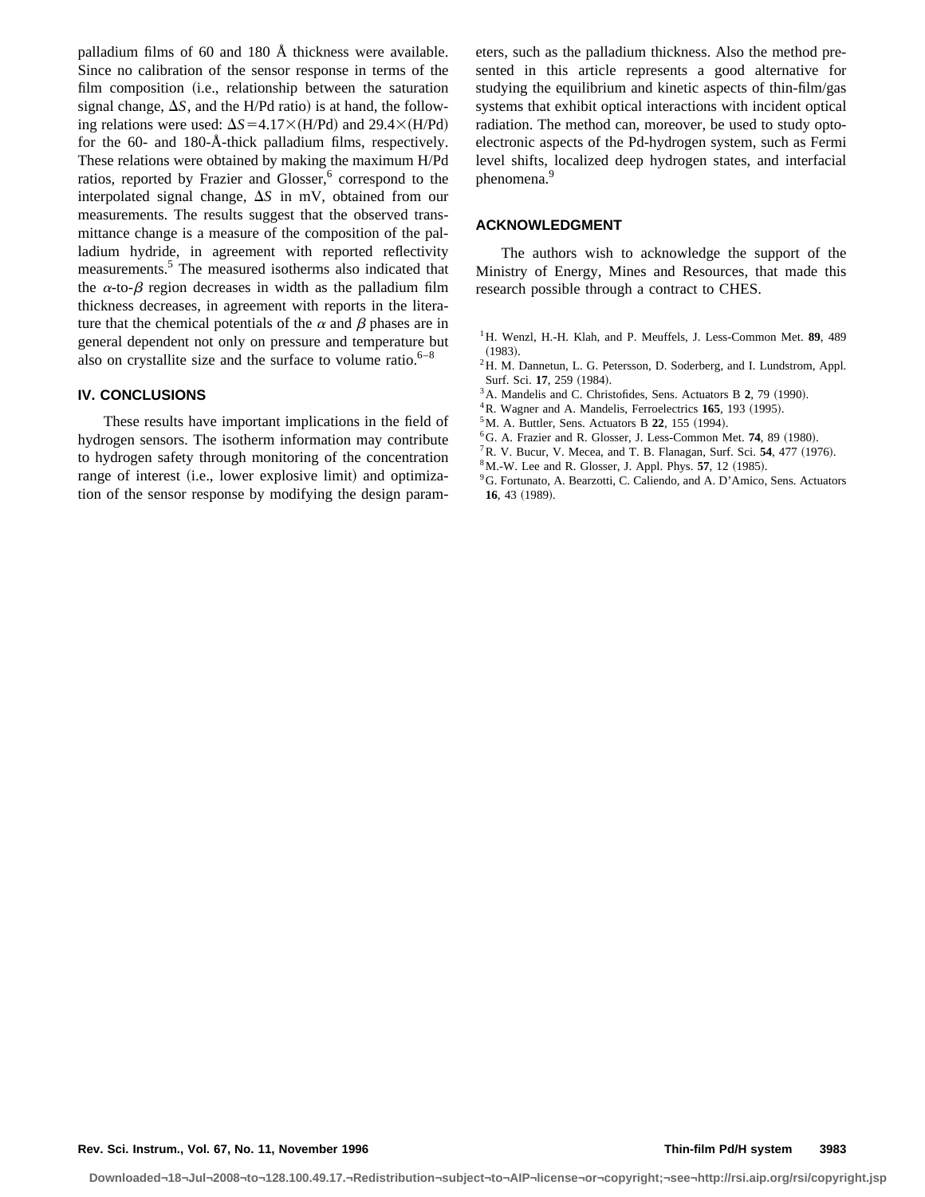palladium films of 60 and 180 Å thickness were available. Since no calibration of the sensor response in terms of the film composition (i.e., relationship between the saturation signal change, $\Delta S$, and the H/Pd ratio) is at hand, the following relations were used: $\Delta S = 4.17 \times (\mathrm{H/Pd})$ and $29.4 \times (\mathrm{H/Pd})$ for the 60- and 180-Å-thick palladium films, respectively. These relations were obtained by making the maximum H/Pd ratios, reported by Frazier and Glosser,[6] correspond to the interpolated signal change, $\Delta S$ in mV, obtained from our measurements. The results suggest that the observed transmittance change is a measure of the composition of the palladium hydride, in agreement with reported reflectivity measurements.[5] The measured isotherms also indicated that the $\alpha$-to-$\beta$ region decreases in width as the palladium film thickness decreases, in agreement with reports in the literature that the chemical potentials of the $\alpha$ and $\beta$ phases are in general dependent not only on pressure and temperature but also on crystallite size and the surface to volume ratio.[6–8]

## IV. CONCLUSIONS

These results have important implications in the field of hydrogen sensors. The isotherm information may contribute to hydrogen safety through monitoring of the concentration range of interest (i.e., lower explosive limit) and optimization of the sensor response by modifying the design parameters, such as the palladium thickness. Also the method presented in this article represents a good alternative for studying the equilibrium and kinetic aspects of thin-film/gas systems that exhibit optical interactions with incident optical radiation. The method can, moreover, be used to study optoelectronic aspects of the Pd-hydrogen system, such as Fermi level shifts, localized deep hydrogen states, and interfacial phenomena.[9]

## ACKNOWLEDGMENT

The authors wish to acknowledge the support of the Ministry of Energy, Mines and Resources, that made this research possible through a contract to CHES.

[1] H. Wenzl, H.-H. Klah, and P. Meuffels, J. Less-Common Met. **89**, 489 (1983).
[2] H. M. Dannetun, L. G. Petersson, D. Soderberg, and I. Lundstrom, Appl. Surf. Sci. **17**, 259 (1984).
[3] A. Mandelis and C. Christofides, Sens. Actuators B **2**, 79 (1990).
[4] R. Wagner and A. Mandelis, Ferroelectrics **165**, 193 (1995).
[5] M. A. Buttler, Sens. Actuators B **22**, 155 (1994).
[6] G. A. Frazier and R. Glosser, J. Less-Common Met. **74**, 89 (1980).
[7] R. V. Bucur, V. Mecea, and T. B. Flanagan, Surf. Sci. **54**, 477 (1976).
[8] M.-W. Lee and R. Glosser, J. Appl. Phys. **57**, 12 (1985).
[9] G. Fortunato, A. Bearzotti, C. Caliendo, and A. D'Amico, Sens. Actuators **16**, 43 (1989).